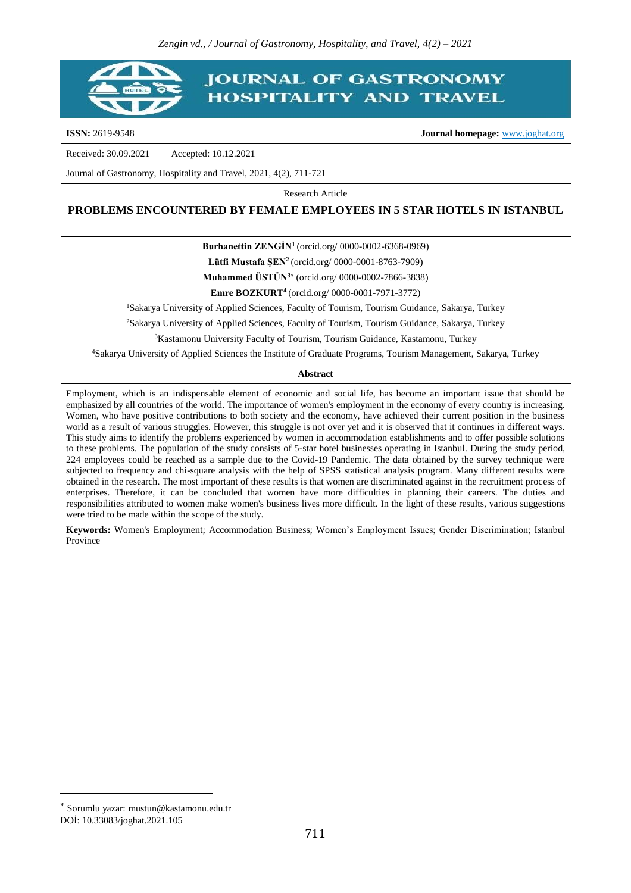**ISSN:** 2619-9548 **Journal homepage:** www.joghat.org

Received: 30.09.2021 Accepted: 10.12.2021

Research Article

# PROBLEMS ENCOUNTERED BY FEMALE EMPLOYEES IN 5 STAR HOTELS IN ISTANBUL

**Burhanettin ZENGİN**[1] (orcid.org/ 0000-0002-6368-0969)

**Lütfi Mustafa ŞEN**[2] (orcid.org/ 0000-0001-8763-7909)

**Muhammed ÜSTÜN**[3]* (orcid.org/ 0000-0002-7866-3838)

**Emre BOZKURT**[4] (orcid.org/ 0000-0001-7971-3772)

[1]Sakarya University of Applied Sciences, Faculty of Tourism, Tourism Guidance, Sakarya, Turkey

[2]Sakarya University of Applied Sciences, Faculty of Tourism, Tourism Guidance, Sakarya, Turkey

[3]Kastamonu University Faculty of Tourism, Tourism Guidance, Kastamonu, Turkey

[4]Sakarya University of Applied Sciences the Institute of Graduate Programs, Tourism Management, Sakarya, Turkey

## Abstract

Employment, which is an indispensable element of economic and social life, has become an important issue that should be emphasized by all countries of the world. The importance of women's employment in the economy of every country is increasing. Women, who have positive contributions to both society and the economy, have achieved their current position in the business world as a result of various struggles. However, this struggle is not over yet and it is observed that it continues in different ways. This study aims to identify the problems experienced by women in accommodation establishments and to offer possible solutions to these problems. The population of the study consists of 5-star hotel businesses operating in Istanbul. During the study period, 224 employees could be reached as a sample due to the Covid-19 Pandemic. The data obtained by the survey technique were subjected to frequency and chi-square analysis with the help of SPSS statistical analysis program. Many different results were obtained in the research. The most important of these results is that women are discriminated against in the recruitment process of enterprises. Therefore, it can be concluded that women have more difficulties in planning their careers. The duties and responsibilities attributed to women make women's business lives more difficult. In the light of these results, various suggestions were tried to be made within the scope of the study.

**Keywords:** Women's Employment; Accommodation Business; Women's Employment Issues; Gender Discrimination; Istanbul Province

---

* Sorumlu yazar: mustun@kastamonu.edu.tr

DOİ: 10.33083/joghat.2021.105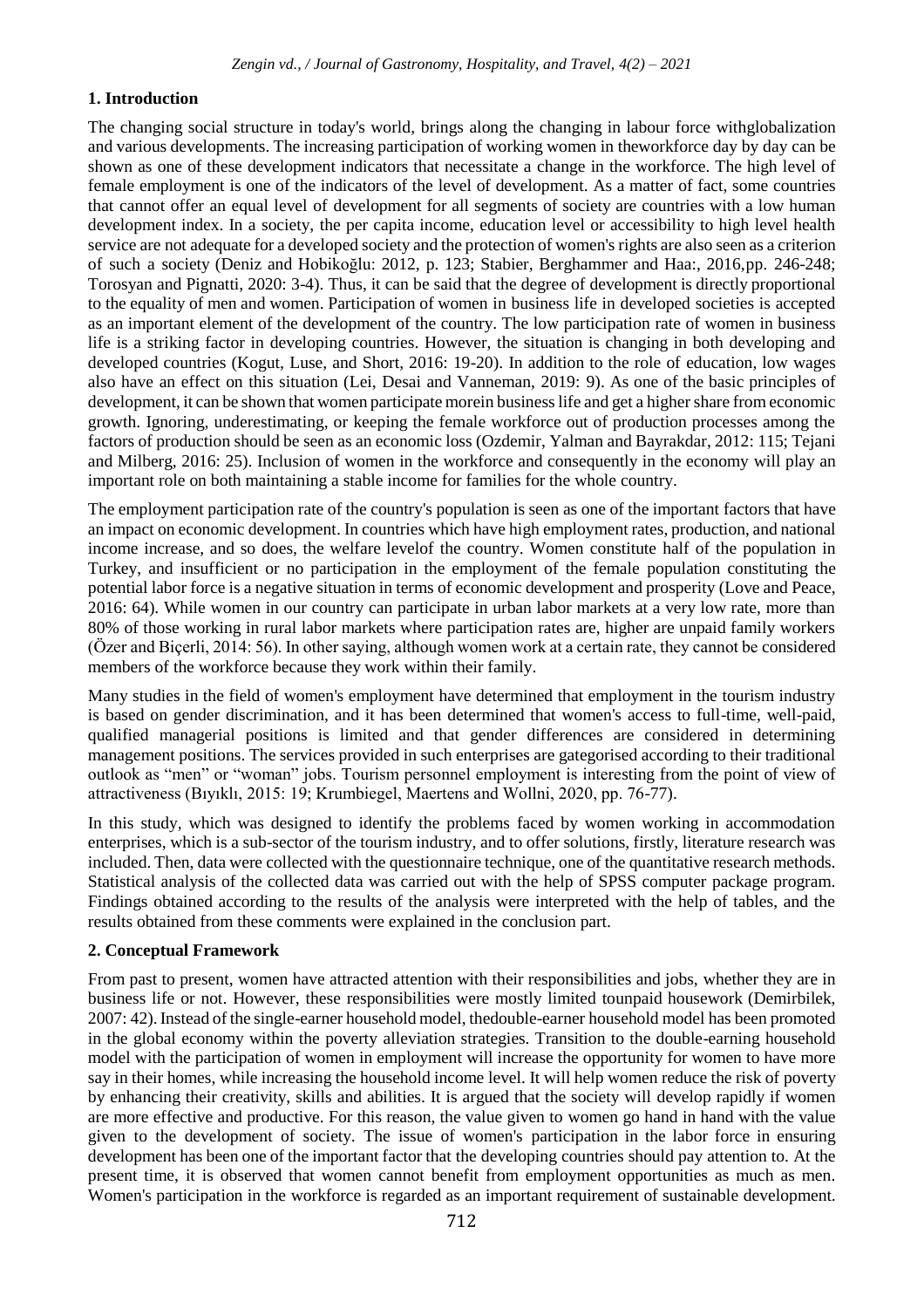## 1. Introduction

The changing social structure in today's world, brings along the changing in labour force withglobalization and various developments. The increasing participation of working women in theworkforce day by day can be shown as one of these development indicators that necessitate a change in the workforce. The high level of female employment is one of the indicators of the level of development. As a matter of fact, some countries that cannot offer an equal level of development for all segments of society are countries with a low human development index. In a society, the per capita income, education level or accessibility to high level health service are not adequate for a developed society and the protection of women's rights are also seen as a criterion of such a society (Deniz and Hobikoğlu: 2012, p. 123; Stabier, Berghammer and Haa:, 2016,pp. 246-248; Torosyan and Pignatti, 2020: 3-4). Thus, it can be said that the degree of development is directly proportional to the equality of men and women. Participation of women in business life in developed societies is accepted as an important element of the development of the country. The low participation rate of women in business life is a striking factor in developing countries. However, the situation is changing in both developing and developed countries (Kogut, Luse, and Short, 2016: 19-20). In addition to the role of education, low wages also have an effect on this situation (Lei, Desai and Vanneman, 2019: 9). As one of the basic principles of development, it can be shown that women participate morein business life and get a higher share from economic growth. Ignoring, underestimating, or keeping the female workforce out of production processes among the factors of production should be seen as an economic loss (Ozdemir, Yalman and Bayrakdar, 2012: 115; Tejani and Milberg, 2016: 25). Inclusion of women in the workforce and consequently in the economy will play an important role on both maintaining a stable income for families for the whole country.

The employment participation rate of the country's population is seen as one of the important factors that have an impact on economic development. In countries which have high employment rates, production, and national income increase, and so does, the welfare levelof the country. Women constitute half of the population in Turkey, and insufficient or no participation in the employment of the female population constituting the potential labor force is a negative situation in terms of economic development and prosperity (Love and Peace, 2016: 64). While women in our country can participate in urban labor markets at a very low rate, more than 80% of those working in rural labor markets where participation rates are, higher are unpaid family workers (Özer and Biçerli, 2014: 56). In other saying, although women work at a certain rate, they cannot be considered members of the workforce because they work within their family.

Many studies in the field of women's employment have determined that employment in the tourism industry is based on gender discrimination, and it has been determined that women's access to full-time, well-paid, qualified managerial positions is limited and that gender differences are considered in determining management positions. The services provided in such enterprises are gategorised according to their traditional outlook as "men" or "woman" jobs. Tourism personnel employment is interesting from the point of view of attractiveness (Bıyıklı, 2015: 19; Krumbiegel, Maertens and Wollni, 2020, pp. 76-77).

In this study, which was designed to identify the problems faced by women working in accommodation enterprises, which is a sub-sector of the tourism industry, and to offer solutions, firstly, literature research was included. Then, data were collected with the questionnaire technique, one of the quantitative research methods. Statistical analysis of the collected data was carried out with the help of SPSS computer package program. Findings obtained according to the results of the analysis were interpreted with the help of tables, and the results obtained from these comments were explained in the conclusion part.

## 2. Conceptual Framework

From past to present, women have attracted attention with their responsibilities and jobs, whether they are in business life or not. However, these responsibilities were mostly limited tounpaid housework (Demirbilek, 2007: 42). Instead of the single-earner household model, thedouble-earner household model has been promoted in the global economy within the poverty alleviation strategies. Transition to the double-earning household model with the participation of women in employment will increase the opportunity for women to have more say in their homes, while increasing the household income level. It will help women reduce the risk of poverty by enhancing their creativity, skills and abilities. It is argued that the society will develop rapidly if women are more effective and productive. For this reason, the value given to women go hand in hand with the value given to the development of society. The issue of women's participation in the labor force in ensuring development has been one of the important factor that the developing countries should pay attention to. At the present time, it is observed that women cannot benefit from employment opportunities as much as men. Women's participation in the workforce is regarded as an important requirement of sustainable development.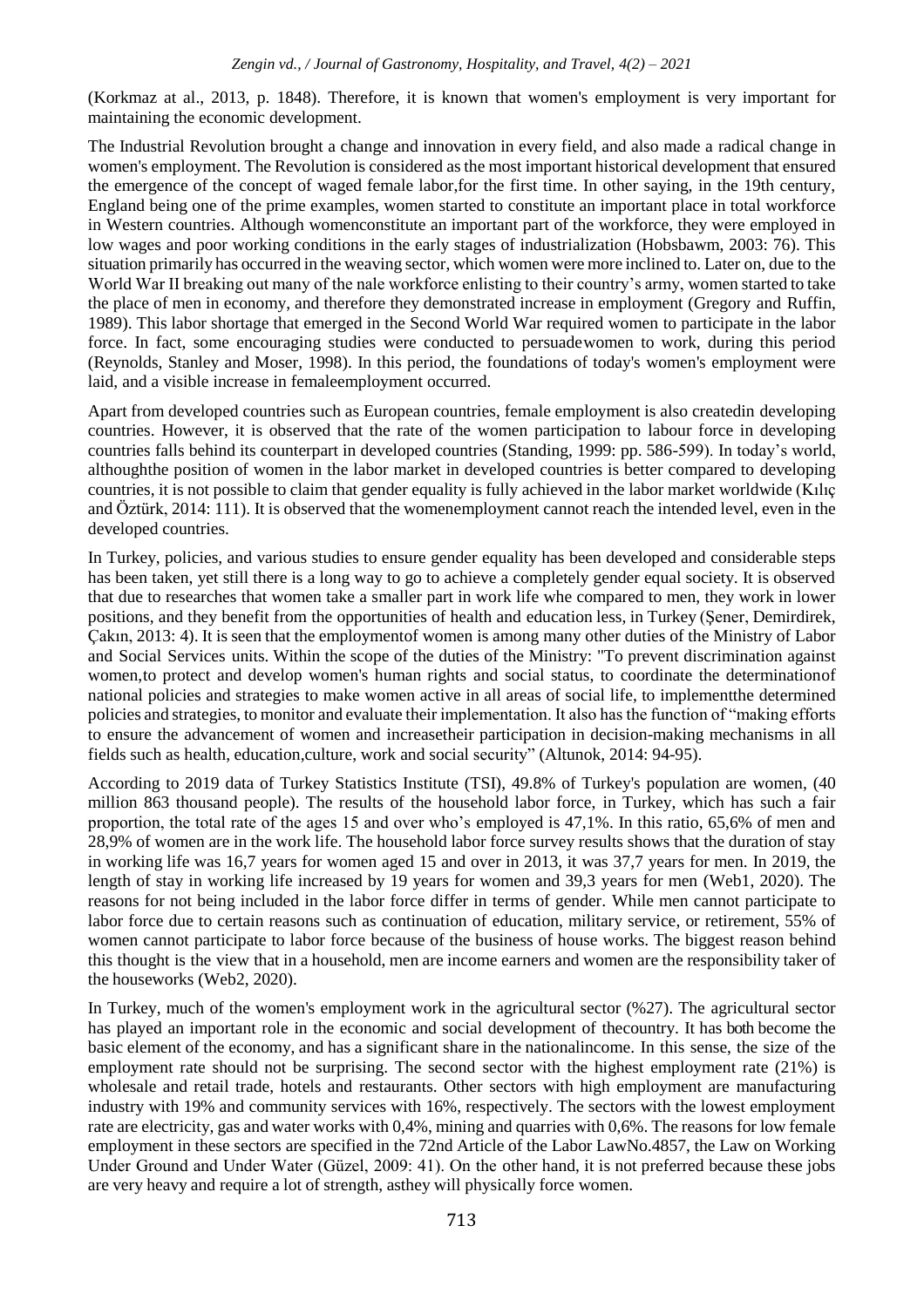(Korkmaz at al., 2013, p. 1848). Therefore, it is known that women's employment is very important for maintaining the economic development.

The Industrial Revolution brought a change and innovation in every field, and also made a radical change in women's employment. The Revolution is considered as the most important historical development that ensured the emergence of the concept of waged female labor,for the first time. In other saying, in the 19th century, England being one of the prime examples, women started to constitute an important place in total workforce in Western countries. Although womenconstitute an important part of the workforce, they were employed in low wages and poor working conditions in the early stages of industrialization (Hobsbawm, 2003: 76). This situation primarily has occurred in the weaving sector, which women were more inclined to. Later on, due to the World War II breaking out many of the nale workforce enlisting to their country's army, women started to take the place of men in economy, and therefore they demonstrated increase in employment (Gregory and Ruffin, 1989). This labor shortage that emerged in the Second World War required women to participate in the labor force. In fact, some encouraging studies were conducted to persuadewomen to work, during this period (Reynolds, Stanley and Moser, 1998). In this period, the foundations of today's women's employment were laid, and a visible increase in femaleemployment occurred.

Apart from developed countries such as European countries, female employment is also createdin developing countries. However, it is observed that the rate of the women participation to labour force in developing countries falls behind its counterpart in developed countries (Standing, 1999: pp. 586-599). In today's world, althoughthe position of women in the labor market in developed countries is better compared to developing countries, it is not possible to claim that gender equality is fully achieved in the labor market worldwide (Kılıç and Öztürk, 2014: 111). It is observed that the womenemployment cannot reach the intended level, even in the developed countries.

In Turkey, policies, and various studies to ensure gender equality has been developed and considerable steps has been taken, yet still there is a long way to go to achieve a completely gender equal society. It is observed that due to researches that women take a smaller part in work life whe compared to men, they work in lower positions, and they benefit from the opportunities of health and education less, in Turkey (Şener, Demirdirek, Çakın, 2013: 4). It is seen that the employmentof women is among many other duties of the Ministry of Labor and Social Services units. Within the scope of the duties of the Ministry: "To prevent discrimination against women,to protect and develop women's human rights and social status, to coordinate the determinationof national policies and strategies to make women active in all areas of social life, to implementthe determined policies and strategies, to monitor and evaluate their implementation. It also has the function of "making efforts to ensure the advancement of women and increasetheir participation in decision-making mechanisms in all fields such as health, education,culture, work and social security" (Altunok, 2014: 94-95).

According to 2019 data of Turkey Statistics Institute (TSI), 49.8% of Turkey's population are women, (40 million 863 thousand people). The results of the household labor force, in Turkey, which has such a fair proportion, the total rate of the ages 15 and over who's employed is 47,1%. In this ratio, 65,6% of men and 28,9% of women are in the work life. The household labor force survey results shows that the duration of stay in working life was 16,7 years for women aged 15 and over in 2013, it was 37,7 years for men. In 2019, the length of stay in working life increased by 19 years for women and 39,3 years for men (Web1, 2020). The reasons for not being included in the labor force differ in terms of gender. While men cannot participate to labor force due to certain reasons such as continuation of education, military service, or retirement, 55% of women cannot participate to labor force because of the business of house works. The biggest reason behind this thought is the view that in a household, men are income earners and women are the responsibility taker of the houseworks (Web2, 2020).

In Turkey, much of the women's employment work in the agricultural sector (%27). The agricultural sector has played an important role in the economic and social development of thecountry. It has both become the basic element of the economy, and has a significant share in the nationalincome. In this sense, the size of the employment rate should not be surprising. The second sector with the highest employment rate (21%) is wholesale and retail trade, hotels and restaurants. Other sectors with high employment are manufacturing industry with 19% and community services with 16%, respectively. The sectors with the lowest employment rate are electricity, gas and water works with 0,4%, mining and quarries with 0,6%. The reasons for low female employment in these sectors are specified in the 72nd Article of the Labor LawNo.4857, the Law on Working Under Ground and Under Water (Güzel, 2009: 41). On the other hand, it is not preferred because these jobs are very heavy and require a lot of strength, asthey will physically force women.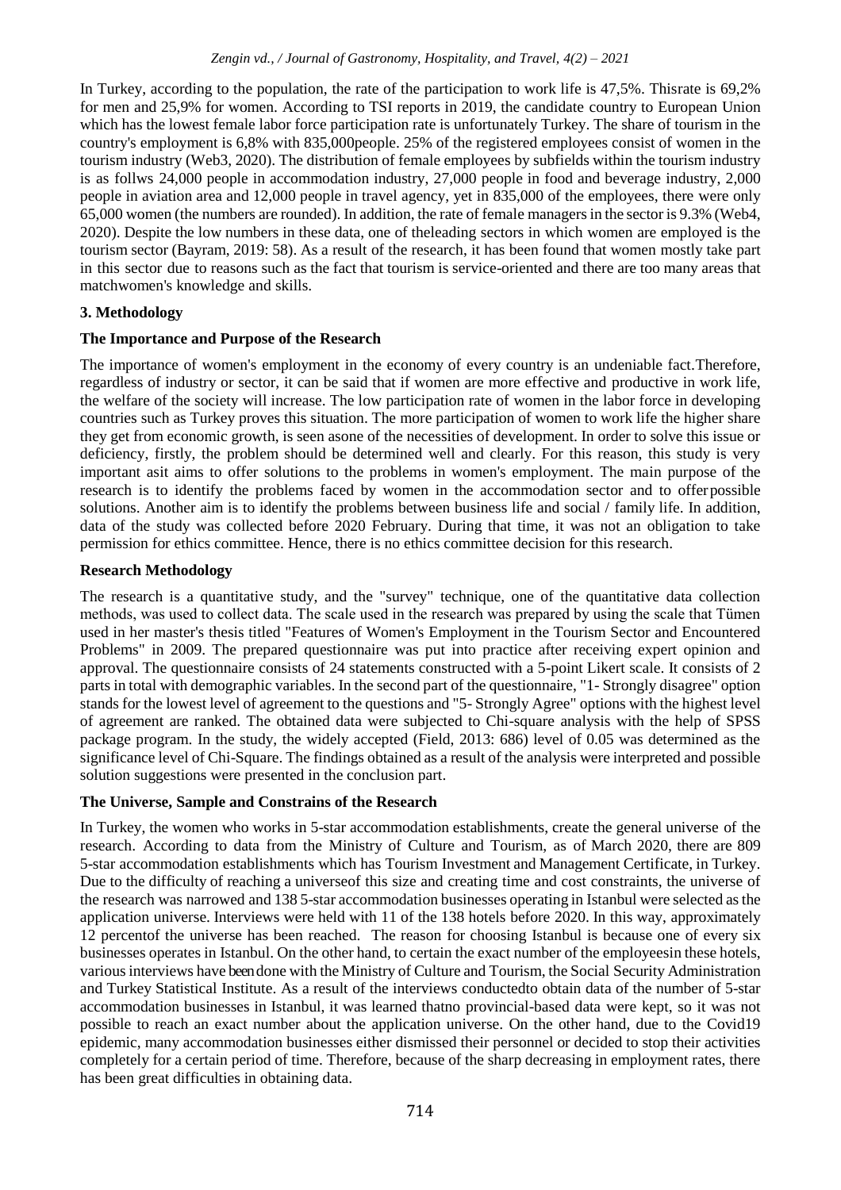In Turkey, according to the population, the rate of the participation to work life is 47,5%. Thisrate is 69,2% for men and 25,9% for women. According to TSI reports in 2019, the candidate country to European Union which has the lowest female labor force participation rate is unfortunately Turkey. The share of tourism in the country's employment is 6,8% with 835,000people. 25% of the registered employees consist of women in the tourism industry (Web3, 2020). The distribution of female employees by subfields within the tourism industry is as follws 24,000 people in accommodation industry, 27,000 people in food and beverage industry, 2,000 people in aviation area and 12,000 people in travel agency, yet in 835,000 of the employees, there were only 65,000 women (the numbers are rounded). In addition, the rate of female managers in the sector is 9.3% (Web4, 2020). Despite the low numbers in these data, one of theleading sectors in which women are employed is the tourism sector (Bayram, 2019: 58). As a result of the research, it has been found that women mostly take part in this sector due to reasons such as the fact that tourism is service-oriented and there are too many areas that matchwomen's knowledge and skills.

## 3. Methodology

### The Importance and Purpose of the Research

The importance of women's employment in the economy of every country is an undeniable fact.Therefore, regardless of industry or sector, it can be said that if women are more effective and productive in work life, the welfare of the society will increase. The low participation rate of women in the labor force in developing countries such as Turkey proves this situation. The more participation of women to work life the higher share they get from economic growth, is seen asone of the necessities of development. In order to solve this issue or deficiency, firstly, the problem should be determined well and clearly. For this reason, this study is very important asit aims to offer solutions to the problems in women's employment. The main purpose of the research is to identify the problems faced by women in the accommodation sector and to offerpossible solutions. Another aim is to identify the problems between business life and social / family life. In addition, data of the study was collected before 2020 February. During that time, it was not an obligation to take permission for ethics committee. Hence, there is no ethics committee decision for this research.

### Research Methodology

The research is a quantitative study, and the "survey" technique, one of the quantitative data collection methods, was used to collect data. The scale used in the research was prepared by using the scale that Tümen used in her master's thesis titled "Features of Women's Employment in the Tourism Sector and Encountered Problems" in 2009. The prepared questionnaire was put into practice after receiving expert opinion and approval. The questionnaire consists of 24 statements constructed with a 5-point Likert scale. It consists of 2 parts in total with demographic variables. In the second part of the questionnaire, "1- Strongly disagree" option stands for the lowest level of agreement to the questions and "5- Strongly Agree" options with the highest level of agreement are ranked. The obtained data were subjected to Chi-square analysis with the help of SPSS package program. In the study, the widely accepted (Field, 2013: 686) level of 0.05 was determined as the significance level of Chi-Square. The findings obtained as a result of the analysis were interpreted and possible solution suggestions were presented in the conclusion part.

### The Universe, Sample and Constrains of the Research

In Turkey, the women who works in 5-star accommodation establishments, create the general universe of the research. According to data from the Ministry of Culture and Tourism, as of March 2020, there are 809 5-star accommodation establishments which has Tourism Investment and Management Certificate, in Turkey. Due to the difficulty of reaching a universeof this size and creating time and cost constraints, the universe of the research was narrowed and 138 5-star accommodation businesses operating in Istanbul were selected as the application universe. Interviews were held with 11 of the 138 hotels before 2020. In this way, approximately 12 percentof the universe has been reached. The reason for choosing Istanbul is because one of every six businesses operates in Istanbul. On the other hand, to certain the exact number of the employeesin these hotels, various interviews have been done with the Ministry of Culture and Tourism, the Social Security Administration and Turkey Statistical Institute. As a result of the interviews conductedto obtain data of the number of 5-star accommodation businesses in Istanbul, it was learned thatno provincial-based data were kept, so it was not possible to reach an exact number about the application universe. On the other hand, due to the Covid19 epidemic, many accommodation businesses either dismissed their personnel or decided to stop their activities completely for a certain period of time. Therefore, because of the sharp decreasing in employment rates, there has been great difficulties in obtaining data.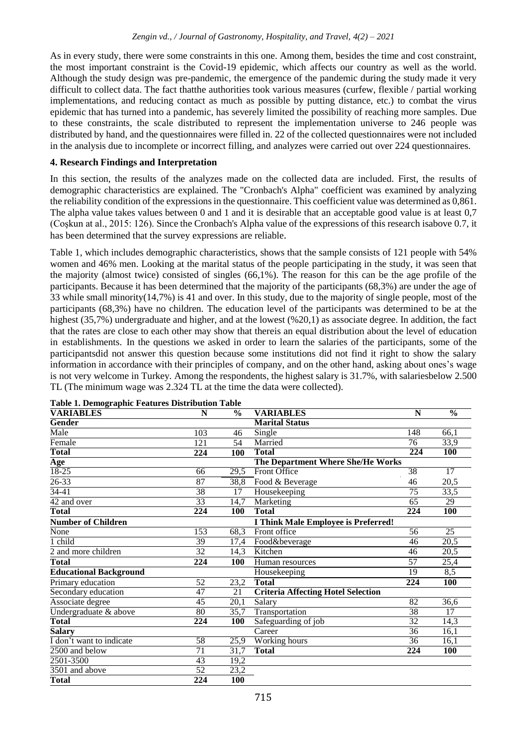As in every study, there were some constraints in this one. Among them, besides the time and cost constraint, the most important constraint is the Covid-19 epidemic, which affects our country as well as the world. Although the study design was pre-pandemic, the emergence of the pandemic during the study made it very difficult to collect data. The fact thatthe authorities took various measures (curfew, flexible / partial working implementations, and reducing contact as much as possible by putting distance, etc.) to combat the virus epidemic that has turned into a pandemic, has severely limited the possibility of reaching more samples. Due to these constraints, the scale distributed to represent the implementation universe to 246 people was distributed by hand, and the questionnaires were filled in. 22 of the collected questionnaires were not included in the analysis due to incomplete or incorrect filling, and analyzes were carried out over 224 questionnaires.

## 4. Research Findings and Interpretation

In this section, the results of the analyzes made on the collected data are included. First, the results of demographic characteristics are explained. The "Cronbach's Alpha" coefficient was examined by analyzing the reliability condition of the expressions in the questionnaire. This coefficient value was determined as 0,861. The alpha value takes values between 0 and 1 and it is desirable that an acceptable good value is at least 0,7 (Coşkun at al., 2015: 126). Since the Cronbach's Alpha value of the expressions of this research isabove 0.7, it has been determined that the survey expressions are reliable.

Table 1, which includes demographic characteristics, shows that the sample consists of 121 people with 54% women and 46% men. Looking at the marital status of the people participating in the study, it was seen that the majority (almost twice) consisted of singles (66,1%). The reason for this can be the age profile of the participants. Because it has been determined that the majority of the participants (68,3%) are under the age of 33 while small minority(14,7%) is 41 and over. In this study, due to the majority of single people, most of the participants (68,3%) have no children. The education level of the participants was determined to be at the highest (35,7%) undergraduate and higher, and at the lowest (%20,1) as associate degree. In addition, the fact that the rates are close to each other may show that thereis an equal distribution about the level of education in establishments. In the questions we asked in order to learn the salaries of the participants, some of the participantsdid not answer this question because some institutions did not find it right to show the salary information in accordance with their principles of company, and on the other hand, asking about ones's wage is not very welcome in Turkey. Among the respondents, the highest salary is 31.7%, with salariesbelow 2.500 TL (The minimum wage was 2.324 TL at the time the data were collected).

**Table 1. Demographic Features Distribution Table**

| VARIABLES | N | % | VARIABLES | N | % |
|---|---|---|---|---|---|
| **Gender** | | | **Marital Status** | | |
| Male | 103 | 46 | Single | 148 | 66,1 |
| Female | 121 | 54 | Married | 76 | 33,9 |
| **Total** | **224** | **100** | **Total** | **224** | **100** |
| **Age** | | | **The Department Where She/He Works** | | |
| 18-25 | 66 | 29,5 | Front Office | 38 | 17 |
| 26-33 | 87 | 38,8 | Food & Beverage | 46 | 20,5 |
| 34-41 | 38 | 17 | Housekeeping | 75 | 33,5 |
| 42 and over | 33 | 14,7 | Marketing | 65 | 29 |
| **Total** | **224** | **100** | **Total** | **224** | **100** |
| **Number of Children** | | | **I Think Male Employee is Preferred!** | | |
| None | 153 | 68,3 | Front office | 56 | 25 |
| 1 child | 39 | 17,4 | Food&beverage | 46 | 20,5 |
| 2 and more children | 32 | 14,3 | Kitchen | 46 | 20,5 |
| **Total** | **224** | **100** | Human resources | 57 | 25,4 |
| **Educational Background** | | | Housekeeping | 19 | 8,5 |
| Primary education | 52 | 23,2 | **Total** | **224** | **100** |
| Secondary education | 47 | 21 | **Criteria Affecting Hotel Selection** | | |
| Associate degree | 45 | 20,1 | Salary | 82 | 36,6 |
| Undergraduate & above | 80 | 35,7 | Transportation | 38 | 17 |
| **Total** | **224** | **100** | Safeguarding of job | 32 | 14,3 |
| **Salary** | | | Career | 36 | 16,1 |
| I don't want to indicate | 58 | 25,9 | Working hours | 36 | 16,1 |
| 2500 and below | 71 | 31,7 | **Total** | **224** | **100** |
| 2501-3500 | 43 | 19,2 | | | |
| 3501 and above | 52 | 23,2 | | | |
| **Total** | **224** | **100** | | | |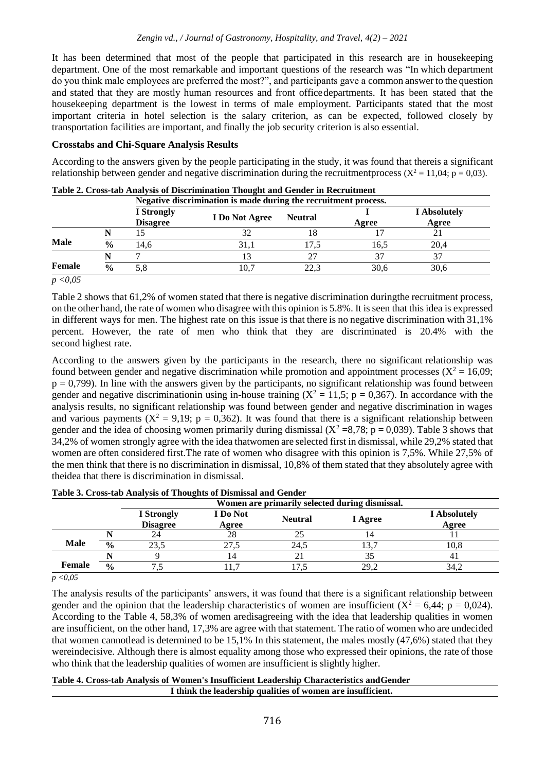It has been determined that most of the people that participated in this research are in housekeeping department. One of the most remarkable and important questions of the research was "In which department do you think male employees are preferred the most?", and participants gave a common answer to the question and stated that they are mostly human resources and front office departments. It has been stated that the housekeeping department is the lowest in terms of male employment. Participants stated that the most important criteria in hotel selection is the salary criterion, as can be expected, followed closely by transportation facilities are important, and finally the job security criterion is also essential.

### Crosstabs and Chi-Square Analysis Results

According to the answers given by the people participating in the study, it was found that thereis a significant relationship between gender and negative discrimination during the recruitmentprocess ($X^2 = 11{,}04$; $p = 0{,}03$).

**Table 2. Cross-tab Analysis of Discrimination Thought and Gender in Recruitment**

| | | Negative discrimination is made during the recruitment process. | | | | |
|---|---|---|---|---|---|---|
| | | I Strongly Disagree | I Do Not Agree | Neutral | I Agree | I Absolutely Agree |
| Male | N | 15 | 32 | 18 | 17 | 21 |
| | % | 14,6 | 31,1 | 17,5 | 16,5 | 20,4 |
| Female | N | 7 | 13 | 27 | 37 | 37 |
| | % | 5,8 | 10,7 | 22,3 | 30,6 | 30,6 |

*$p < 0{,}05$*

Table 2 shows that 61,2% of women stated that there is negative discrimination duringthe recruitment process, on the other hand, the rate of women who disagree with this opinion is 5.8%. It is seen that this idea is expressed in different ways for men. The highest rate on this issue is that there is no negative discrimination with 31,1% percent. However, the rate of men who think that they are discriminated is 20.4% with the second highest rate.

According to the answers given by the participants in the research, there no significant relationship was found between gender and negative discrimination while promotion and appointment processes ($X^2 = 16{,}09$; $p = 0{,}799$). In line with the answers given by the participants, no significant relationship was found between gender and negative discriminationin using in-house training ($X^2 = 11{,}5$; $p = 0{,}367$). In accordance with the analysis results, no significant relationship was found between gender and negative discrimination in wages and various payments ($X^2 = 9{,}19$; $p = 0{,}362$). It was found that there is a significant relationship between gender and the idea of choosing women primarily during dismissal ($X^2 = 8{,}78$; $p = 0{,}039$). Table 3 shows that 34,2% of women strongly agree with the idea thatwomen are selected first in dismissal, while 29,2% stated that women are often considered first.The rate of women who disagree with this opinion is 7,5%. While 27,5% of the men think that there is no discrimination in dismissal, 10,8% of them stated that they absolutely agree with theidea that there is discrimination in dismissal.

**Table 3. Cross-tab Analysis of Thoughts of Dismissal and Gender**

| | | Women are primarily selected during dismissal. | | | | |
|---|---|---|---|---|---|---|
| | | I Strongly Disagree | I Do Not Agree | Neutral | I Agree | I Absolutely Agree |
| Male | N | 24 | 28 | 25 | 14 | 11 |
| | % | 23,5 | 27,5 | 24,5 | 13,7 | 10,8 |
| Female | N | 9 | 14 | 21 | 35 | 41 |
| | % | 7,5 | 11,7 | 17,5 | 29,2 | 34,2 |

*$p < 0{,}05$*

The analysis results of the participants' answers, it was found that there is a significant relationship between gender and the opinion that the leadership characteristics of women are insufficient ($X^2 = 6{,}44$; $p = 0{,}024$). According to the Table 4, 58,3% of women aredisagreeing with the idea that leadership qualities in women are insufficient, on the other hand, 17,3% are agree with that statement. The ratio of women who are undecided that women cannotlead is determined to be 15,1% In this statement, the males mostly (47,6%) stated that they wereindecisive. Although there is almost equality among those who expressed their opinions, the rate of those who think that the leadership qualities of women are insufficient is slightly higher.

**Table 4. Cross-tab Analysis of Women's Insufficient Leadership Characteristics andGender**

I think the leadership qualities of women are insufficient.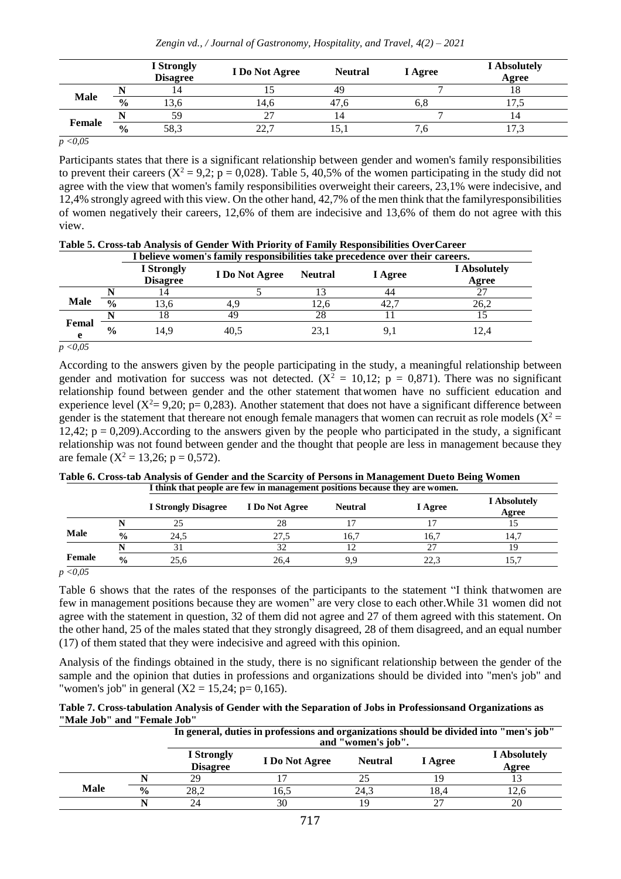| | | I Strongly Disagree | I Do Not Agree | Neutral | I Agree | I Absolutely Agree |
|---|---|---|---|---|---|---|
| Male | N | 14 | 15 | 49 | 7 | 18 |
| | % | 13,6 | 14,6 | 47,6 | 6,8 | 17,5 |
| Female | N | 59 | 27 | 14 | 7 | 14 |
| | % | 58,3 | 22,7 | 15,1 | 7,6 | 17,3 |

*$p < 0,05$*

Participants states that there is a significant relationship between gender and women's family responsibilities to prevent their careers ($X^2 = 9,2$; $p = 0,028$). Table 5, 40,5% of the women participating in the study did not agree with the view that women's family responsibilities overweight their careers, 23,1% were indecisive, and 12,4% strongly agreed with this view. On the other hand, 42,7% of the men think that the familyresponsibilities of women negatively their careers, 12,6% of them are indecisive and 13,6% of them do not agree with this view.

**Table 5. Cross-tab Analysis of Gender With Priority of Family Responsibilities OverCareer**

| | | I believe women's family responsibilities take precedence over their careers. | | | | |
|---|---|---|---|---|---|---|
| | | I Strongly Disagree | I Do Not Agree | Neutral | I Agree | I Absolutely Agree |
| Male | N | 14 | 5 | 13 | 44 | 27 |
| | % | 13,6 | 4,9 | 12,6 | 42,7 | 26,2 |
| Female | N | 18 | 49 | 28 | 11 | 15 |
| | % | 14,9 | 40,5 | 23,1 | 9,1 | 12,4 |

*$p < 0,05$*

According to the answers given by the people participating in the study, a meaningful relationship between gender and motivation for success was not detected. ($X^2 = 10,12$; $p = 0,871$). There was no significant relationship found between gender and the other statement thatwomen have no sufficient education and experience level ($X^2 = 9,20$; $p = 0,283$). Another statement that does not have a significant difference between gender is the statement that thereare not enough female managers that women can recruit as role models ($X^2 = 12,42$; $p = 0,209$).According to the answers given by the people who participated in the study, a significant relationship was not found between gender and the thought that people are less in management because they are female ($X^2 = 13,26$; $p = 0,572$).

**Table 6. Cross-tab Analysis of Gender and the Scarcity of Persons in Management Dueto Being Women**

| | | I think that people are few in management positions because they are women. | | | | |
|---|---|---|---|---|---|---|
| | | I Strongly Disagree | I Do Not Agree | Neutral | I Agree | I Absolutely Agree |
| Male | N | 25 | 28 | 17 | 17 | 15 |
| | % | 24,5 | 27,5 | 16,7 | 16,7 | 14,7 |
| Female | N | 31 | 32 | 12 | 27 | 19 |
| | % | 25,6 | 26,4 | 9,9 | 22,3 | 15,7 |

*$p < 0,05$*

Table 6 shows that the rates of the responses of the participants to the statement "I think thatwomen are few in management positions because they are women" are very close to each other.While 31 women did not agree with the statement in question, 32 of them did not agree and 27 of them agreed with this statement. On the other hand, 25 of the males stated that they strongly disagreed, 28 of them disagreed, and an equal number (17) of them stated that they were indecisive and agreed with this opinion.

Analysis of the findings obtained in the study, there is no significant relationship between the gender of the sample and the opinion that duties in professions and organizations should be divided into "men's job" and "women's job" in general ($X2 = 15,24$; $p = 0,165$).

**Table 7. Cross-tabulation Analysis of Gender with the Separation of Jobs in Professionsand Organizations as "Male Job" and "Female Job"**

| | | In general, duties in professions and organizations should be divided into "men's job" and "women's job". | | | | |
|---|---|---|---|---|---|---|
| | | I Strongly Disagree | I Do Not Agree | Neutral | I Agree | I Absolutely Agree |
| Male | N | 29 | 17 | 25 | 19 | 13 |
| | % | 28,2 | 16,5 | 24,3 | 18,4 | 12,6 |
| | N | 24 | 30 | 19 | 27 | 20 |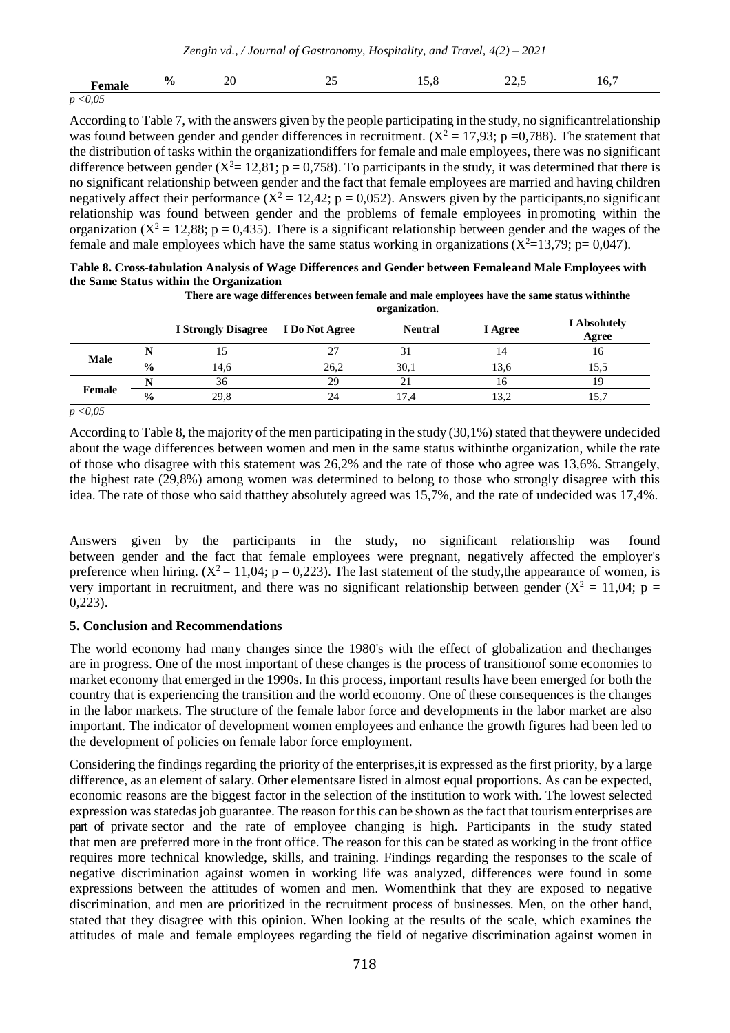| Female | % | 20 | 25 | 15,8 | 22,5 | 16,7 |
|---|---|---|---|---|---|---|

$p < 0,05$

According to Table 7, with the answers given by the people participating in the study, no significantrelationship was found between gender and gender differences in recruitment. ($X^2 = 17,93$; $p = 0,788$). The statement that the distribution of tasks within the organizationdiffers for female and male employees, there was no significant difference between gender ($X^2 = 12,81$; $p = 0,758$). To participants in the study, it was determined that there is no significant relationship between gender and the fact that female employees are married and having children negatively affect their performance ($X^2 = 12,42$; $p = 0,052$). Answers given by the participants,no significant relationship was found between gender and the problems of female employees in promoting within the organization ($X^2 = 12,88$; $p = 0,435$). There is a significant relationship between gender and the wages of the female and male employees which have the same status working in organizations ($X^2 = 13,79$; $p = 0,047$).

**Table 8. Cross-tabulation Analysis of Wage Differences and Gender between Femaleand Male Employees with the Same Status within the Organization**

| | | There are wage differences between female and male employees have the same status withinthe organization. | | | | |
|---|---|---|---|---|---|---|
| | | **I Strongly Disagree** | **I Do Not Agree** | **Neutral** | **I Agree** | **I Absolutely Agree** |
| **Male** | **N** | 15 | 27 | 31 | 14 | 16 |
| | **%** | 14,6 | 26,2 | 30,1 | 13,6 | 15,5 |
| **Female** | **N** | 36 | 29 | 21 | 16 | 19 |
| | **%** | 29,8 | 24 | 17,4 | 13,2 | 15,7 |

$p < 0,05$

According to Table 8, the majority of the men participating in the study (30,1%) stated that theywere undecided about the wage differences between women and men in the same status withinthe organization, while the rate of those who disagree with this statement was 26,2% and the rate of those who agree was 13,6%. Strangely, the highest rate (29,8%) among women was determined to belong to those who strongly disagree with this idea. The rate of those who said thatthey absolutely agreed was 15,7%, and the rate of undecided was 17,4%.

Answers given by the participants in the study, no significant relationship was found between gender and the fact that female employees were pregnant, negatively affected the employer's preference when hiring. ($X^2 = 11,04$; $p = 0,223$). The last statement of the study,the appearance of women, is very important in recruitment, and there was no significant relationship between gender ($X^2 = 11,04$; $p = 0,223$).

## 5. Conclusion and Recommendations

The world economy had many changes since the 1980's with the effect of globalization and thechanges are in progress. One of the most important of these changes is the process of transitionof some economies to market economy that emerged in the 1990s. In this process, important results have been emerged for both the country that is experiencing the transition and the world economy. One of these consequences is the changes in the labor markets. The structure of the female labor force and developments in the labor market are also important. The indicator of development women employees and enhance the growth figures had been led to the development of policies on female labor force employment.

Considering the findings regarding the priority of the enterprises,it is expressed as the first priority, by a large difference, as an element of salary. Other elementsare listed in almost equal proportions. As can be expected, economic reasons are the biggest factor in the selection of the institution to work with. The lowest selected expression was statedas job guarantee. The reason for this can be shown as the fact that tourism enterprises are part of private sector and the rate of employee changing is high. Participants in the study stated that men are preferred more in the front office. The reason for this can be stated as working in the front office requires more technical knowledge, skills, and training. Findings regarding the responses to the scale of negative discrimination against women in working life was analyzed, differences were found in some expressions between the attitudes of women and men. Womenthink that they are exposed to negative discrimination, and men are prioritized in the recruitment process of businesses. Men, on the other hand, stated that they disagree with this opinion. When looking at the results of the scale, which examines the attitudes of male and female employees regarding the field of negative discrimination against women in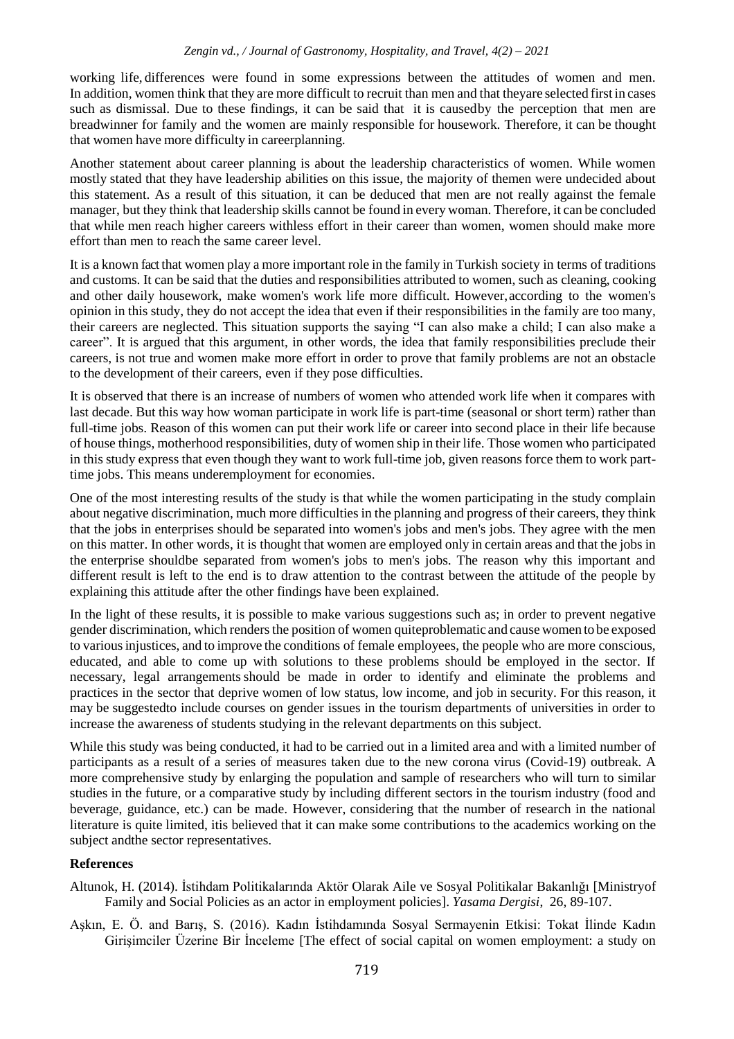working life, differences were found in some expressions between the attitudes of women and men. In addition, women think that they are more difficult to recruit than men and that theyare selected first in cases such as dismissal. Due to these findings, it can be said that it is causedby the perception that men are breadwinner for family and the women are mainly responsible for housework. Therefore, it can be thought that women have more difficulty in careerplanning.

Another statement about career planning is about the leadership characteristics of women. While women mostly stated that they have leadership abilities on this issue, the majority of themen were undecided about this statement. As a result of this situation, it can be deduced that men are not really against the female manager, but they think that leadership skills cannot be found in every woman. Therefore, it can be concluded that while men reach higher careers withless effort in their career than women, women should make more effort than men to reach the same career level.

It is a known fact that women play a more important role in the family in Turkish society in terms of traditions and customs. It can be said that the duties and responsibilities attributed to women, such as cleaning, cooking and other daily housework, make women's work life more difficult. However, according to the women's opinion in this study, they do not accept the idea that even if their responsibilities in the family are too many, their careers are neglected. This situation supports the saying "I can also make a child; I can also make a career". It is argued that this argument, in other words, the idea that family responsibilities preclude their careers, is not true and women make more effort in order to prove that family problems are not an obstacle to the development of their careers, even if they pose difficulties.

It is observed that there is an increase of numbers of women who attended work life when it compares with last decade. But this way how woman participate in work life is part-time (seasonal or short term) rather than full-time jobs. Reason of this women can put their work life or career into second place in their life because of house things, motherhood responsibilities, duty of women ship in their life. Those women who participated in this study express that even though they want to work full-time job, given reasons force them to work part-time jobs. This means underemployment for economies.

One of the most interesting results of the study is that while the women participating in the study complain about negative discrimination, much more difficulties in the planning and progress of their careers, they think that the jobs in enterprises should be separated into women's jobs and men's jobs. They agree with the men on this matter. In other words, it is thought that women are employed only in certain areas and that the jobs in the enterprise shouldbe separated from women's jobs to men's jobs. The reason why this important and different result is left to the end is to draw attention to the contrast between the attitude of the people by explaining this attitude after the other findings have been explained.

In the light of these results, it is possible to make various suggestions such as; in order to prevent negative gender discrimination, which renders the position of women quiteproblematic and cause women to be exposed to various injustices, and to improve the conditions of female employees, the people who are more conscious, educated, and able to come up with solutions to these problems should be employed in the sector. If necessary, legal arrangements should be made in order to identify and eliminate the problems and practices in the sector that deprive women of low status, low income, and job in security. For this reason, it may be suggestedto include courses on gender issues in the tourism departments of universities in order to increase the awareness of students studying in the relevant departments on this subject.

While this study was being conducted, it had to be carried out in a limited area and with a limited number of participants as a result of a series of measures taken due to the new corona virus (Covid-19) outbreak. A more comprehensive study by enlarging the population and sample of researchers who will turn to similar studies in the future, or a comparative study by including different sectors in the tourism industry (food and beverage, guidance, etc.) can be made. However, considering that the number of research in the national literature is quite limited, itis believed that it can make some contributions to the academics working on the subject andthe sector representatives.

## References

Altunok, H. (2014). İstihdam Politikalarında Aktör Olarak Aile ve Sosyal Politikalar Bakanlığı [Ministryof Family and Social Policies as an actor in employment policies]. *Yasama Dergisi*, 26, 89-107.

Aşkın, E. Ö. and Barış, S. (2016). Kadın İstihdamında Sosyal Sermayenin Etkisi: Tokat İlinde Kadın Girişimciler Üzerine Bir İnceleme [The effect of social capital on women employment: a study on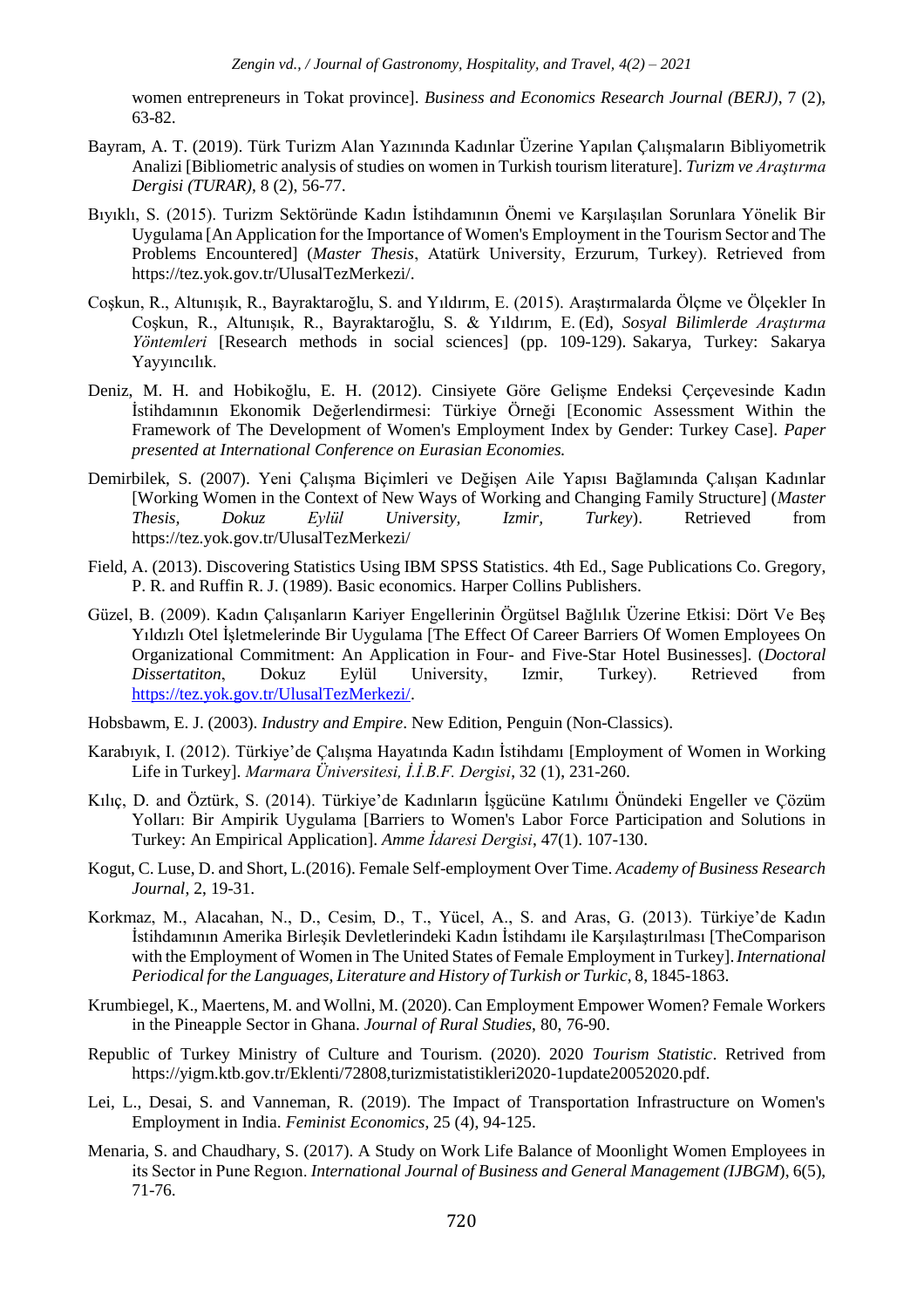women entrepreneurs in Tokat province]. *Business and Economics Research Journal (BERJ)*, 7 (2), 63-82.

Bayram, A. T. (2019). Türk Turizm Alan Yazınında Kadınlar Üzerine Yapılan Çalışmaların Bibliyometrik Analizi [Bibliometric analysis of studies on women in Turkish tourism literature]. *Turizm ve Araştırma Dergisi (TURAR)*, 8 (2), 56-77.

Bıyıklı, S. (2015). Turizm Sektöründe Kadın İstihdamının Önemi ve Karşılaşılan Sorunlara Yönelik Bir Uygulama [An Application for the Importance of Women's Employment in the Tourism Sector and The Problems Encountered] (*Master Thesis*, Atatürk University, Erzurum, Turkey). Retrieved from https://tez.yok.gov.tr/UlusalTezMerkezi/.

Coşkun, R., Altunışık, R., Bayraktaroğlu, S. and Yıldırım, E. (2015). Araştırmalarda Ölçme ve Ölçekler In Coşkun, R., Altunışık, R., Bayraktaroğlu, S. & Yıldırım, E. (Ed), *Sosyal Bilimlerde Araştırma Yöntemleri* [Research methods in social sciences] (pp. 109-129). Sakarya, Turkey: Sakarya Yayyıncılık.

Deniz, M. H. and Hobikoğlu, E. H. (2012). Cinsiyete Göre Gelişme Endeksi Çerçevesinde Kadın İstihdamının Ekonomik Değerlendirmesi: Türkiye Örneği [Economic Assessment Within the Framework of The Development of Women's Employment Index by Gender: Turkey Case]. *Paper presented at International Conference on Eurasian Economies.*

Demirbilek, S. (2007). Yeni Çalışma Biçimleri ve Değişen Aile Yapısı Bağlamında Çalışan Kadınlar [Working Women in the Context of New Ways of Working and Changing Family Structure] (*Master Thesis, Dokuz Eylül University, Izmir, Turkey*). Retrieved from https://tez.yok.gov.tr/UlusalTezMerkezi/

Field, A. (2013). Discovering Statistics Using IBM SPSS Statistics. 4th Ed., Sage Publications Co. Gregory, P. R. and Ruffin R. J. (1989). Basic economics. Harper Collins Publishers.

Güzel, B. (2009). Kadın Çalışanların Kariyer Engellerinin Örgütsel Bağlılık Üzerine Etkisi: Dört Ve Beş Yıldızlı Otel İşletmelerinde Bir Uygulama [The Effect Of Career Barriers Of Women Employees On Organizational Commitment: An Application in Four- and Five-Star Hotel Businesses]. (*Doctoral Dissertatiton*, Dokuz Eylül University, Izmir, Turkey). Retrieved from https://tez.yok.gov.tr/UlusalTezMerkezi/.

Hobsbawm, E. J. (2003). *Industry and Empire*. New Edition, Penguin (Non-Classics).

Karabıyık, I. (2012). Türkiye'de Çalışma Hayatında Kadın İstihdamı [Employment of Women in Working Life in Turkey]. *Marmara Üniversitesi, İ.İ.B.F. Dergisi*, 32 (1), 231-260.

Kılıç, D. and Öztürk, S. (2014). Türkiye'de Kadınların İşgücüne Katılımı Önündeki Engeller ve Çözüm Yolları: Bir Ampirik Uygulama [Barriers to Women's Labor Force Participation and Solutions in Turkey: An Empirical Application]. *Amme İdaresi Dergisi*, 47(1). 107-130.

Kogut, C. Luse, D. and Short, L.(2016). Female Self-employment Over Time. *Academy of Business Research Journal*, 2, 19-31.

Korkmaz, M., Alacahan, N., D., Cesim, D., T., Yücel, A., S. and Aras, G. (2013). Türkiye'de Kadın İstihdamının Amerika Birleşik Devletlerindeki Kadın İstihdamı ile Karşılaştırılması [TheComparison with the Employment of Women in The United States of Female Employment in Turkey]. *International Periodical for the Languages, Literature and History of Turkish or Turkic*, 8, 1845-1863.

Krumbiegel, K., Maertens, M. and Wollni, M. (2020). Can Employment Empower Women? Female Workers in the Pineapple Sector in Ghana. *Journal of Rural Studies*, 80, 76-90.

Republic of Turkey Ministry of Culture and Tourism. (2020). 2020 *Tourism Statistic*. Retrived from https://yigm.ktb.gov.tr/Eklenti/72808,turizmistatistikleri2020-1update20052020.pdf.

Lei, L., Desai, S. and Vanneman, R. (2019). The Impact of Transportation Infrastructure on Women's Employment in India. *Feminist Economics*, 25 (4), 94-125.

Menaria, S. and Chaudhary, S. (2017). A Study on Work Life Balance of Moonlight Women Employees in its Sector in Pune Regıon. *International Journal of Business and General Management (IJBGM*), 6(5), 71-76.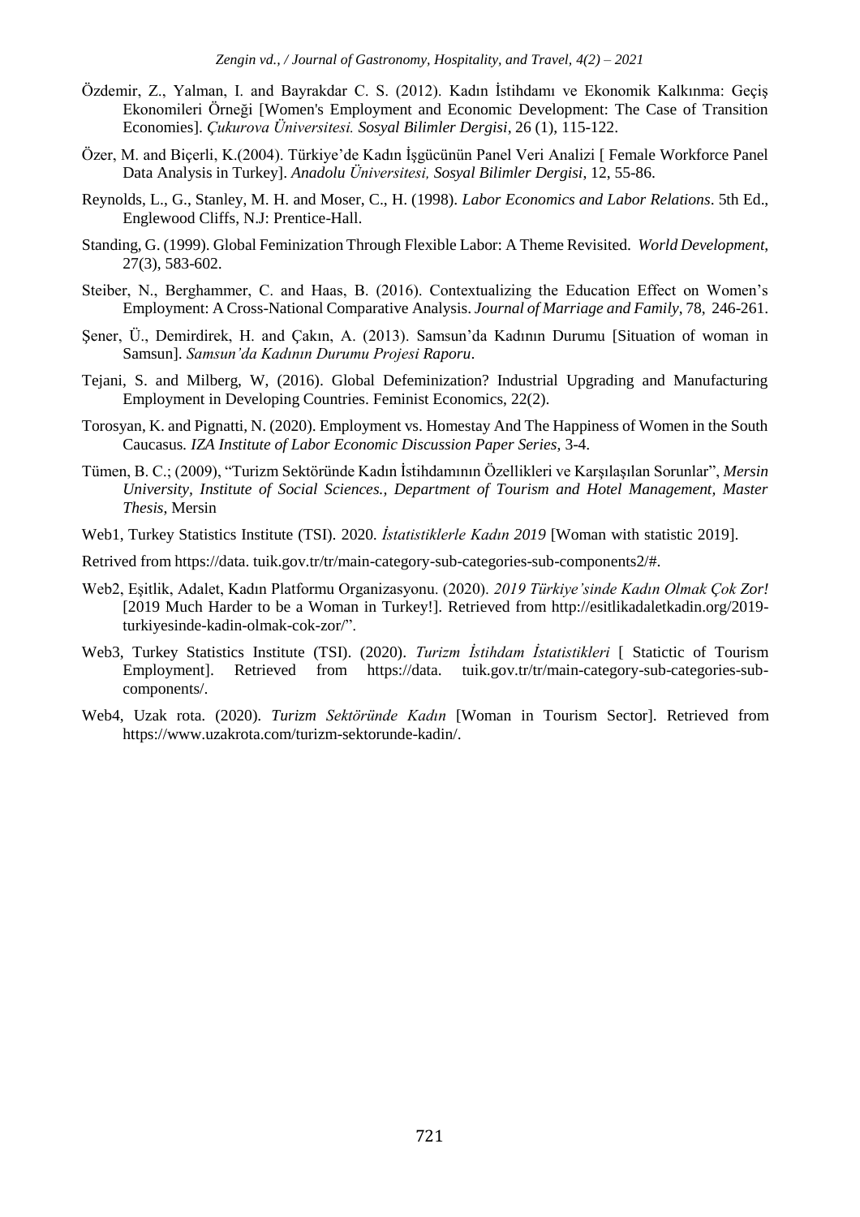Özdemir, Z., Yalman, I. and Bayrakdar C. S. (2012). Kadın İstihdamı ve Ekonomik Kalkınma: Geçiş Ekonomileri Örneği [Women's Employment and Economic Development: The Case of Transition Economies]. *Çukurova Üniversitesi. Sosyal Bilimler Dergisi*, 26 (1), 115-122.

Özer, M. and Biçerli, K.(2004). Türkiye'de Kadın İşgücünün Panel Veri Analizi [ Female Workforce Panel Data Analysis in Turkey]. *Anadolu Üniversitesi, Sosyal Bilimler Dergisi*, 12, 55-86.

Reynolds, L., G., Stanley, M. H. and Moser, C., H. (1998). *Labor Economics and Labor Relations*. 5th Ed., Englewood Cliffs, N.J: Prentice-Hall.

Standing, G. (1999). Global Feminization Through Flexible Labor: A Theme Revisited. *World Development*, 27(3), 583-602.

Steiber, N., Berghammer, C. and Haas, B. (2016). Contextualizing the Education Effect on Women's Employment: A Cross-National Comparative Analysis. *Journal of Marriage and Family*, 78, 246-261.

Şener, Ü., Demirdirek, H. and Çakın, A. (2013). Samsun'da Kadının Durumu [Situation of woman in Samsun]. *Samsun'da Kadının Durumu Projesi Raporu*.

Tejani, S. and Milberg, W, (2016). Global Defeminization? Industrial Upgrading and Manufacturing Employment in Developing Countries. Feminist Economics, 22(2).

Torosyan, K. and Pignatti, N. (2020). Employment vs. Homestay And The Happiness of Women in the South Caucasus. *IZA Institute of Labor Economic Discussion Paper Series*, 3-4.

Tümen, B. C.; (2009), "Turizm Sektöründe Kadın İstihdamının Özellikleri ve Karşılaşılan Sorunlar", *Mersin University, Institute of Social Sciences., Department of Tourism and Hotel Management, Master Thesis*, Mersin

Web1, Turkey Statistics Institute (TSI). 2020. *İstatistiklerle Kadın 2019* [Woman with statistic 2019].

Retrived from https://data. tuik.gov.tr/tr/main-category-sub-categories-sub-components2/#.

Web2, Eşitlik, Adalet, Kadın Platformu Organizasyonu. (2020). *2019 Türkiye'sinde Kadın Olmak Çok Zor!* [2019 Much Harder to be a Woman in Turkey!]. Retrieved from http://esitlikadaletkadin.org/2019-turkiyesinde-kadin-olmak-cok-zor/".

Web3, Turkey Statistics Institute (TSI). (2020). *Turizm İstihdam İstatistikleri* [ Statictic of Tourism Employment]. Retrieved from https://data. tuik.gov.tr/tr/main-category-sub-categories-sub-components/.

Web4, Uzak rota. (2020). *Turizm Sektöründe Kadın* [Woman in Tourism Sector]. Retrieved from https://www.uzakrota.com/turizm-sektorunde-kadin/.